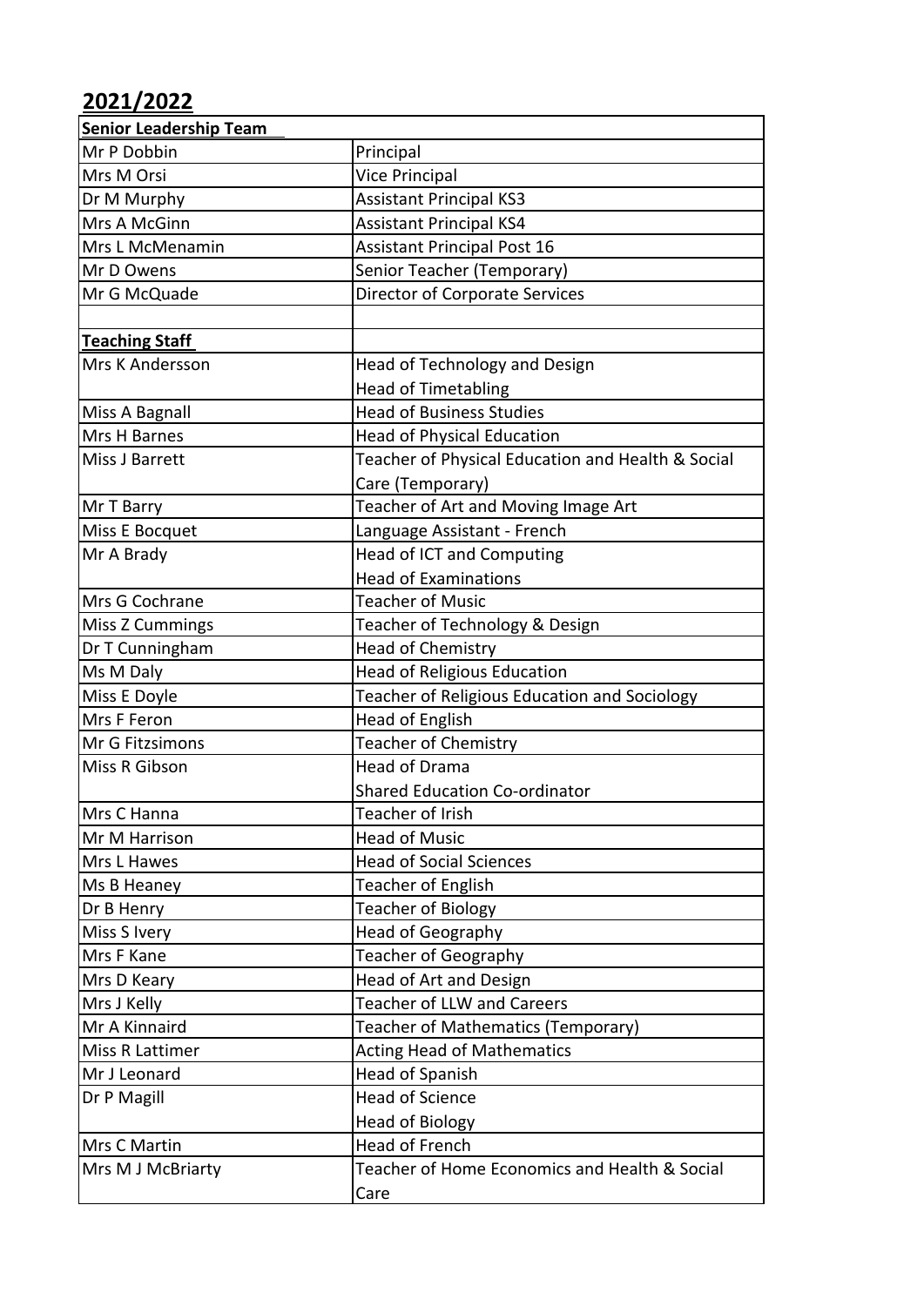## 2021/2022

| Senior Leadership Team | |
|---|---|
| Mr P Dobbin | Principal |
| Mrs M Orsi | Vice Principal |
| Dr M Murphy | Assistant Principal KS3 |
| Mrs A McGinn | Assistant Principal KS4 |
| Mrs L McMenamin | Assistant Principal Post 16 |
| Mr D Owens | Senior Teacher (Temporary) |
| Mr G McQuade | Director of Corporate Services |
| | |
| **Teaching Staff** | |
| Mrs K Andersson | Head of Technology and Design<br>Head of Timetabling |
| Miss A Bagnall | Head of Business Studies |
| Mrs H Barnes | Head of Physical Education |
| Miss J Barrett | Teacher of Physical Education and Health & Social Care (Temporary) |
| Mr T Barry | Teacher of Art and Moving Image Art |
| Miss E Bocquet | Language Assistant - French |
| Mr A Brady | Head of ICT and Computing<br>Head of Examinations |
| Mrs G Cochrane | Teacher of Music |
| Miss Z Cummings | Teacher of Technology & Design |
| Dr T Cunningham | Head of Chemistry |
| Ms M Daly | Head of Religious Education |
| Miss E Doyle | Teacher of Religious Education and Sociology |
| Mrs F Feron | Head of English |
| Mr G Fitzsimons | Teacher of Chemistry |
| Miss R Gibson | Head of Drama<br>Shared Education Co-ordinator |
| Mrs C Hanna | Teacher of Irish |
| Mr M Harrison | Head of Music |
| Mrs L Hawes | Head of Social Sciences |
| Ms B Heaney | Teacher of English |
| Dr B Henry | Teacher of Biology |
| Miss S Ivery | Head of Geography |
| Mrs F Kane | Teacher of Geography |
| Mrs D Keary | Head of Art and Design |
| Mrs J Kelly | Teacher of LLW and Careers |
| Mr A Kinnaird | Teacher of Mathematics (Temporary) |
| Miss R Lattimer | Acting Head of Mathematics |
| Mr J Leonard | Head of Spanish |
| Dr P Magill | Head of Science<br>Head of Biology |
| Mrs C Martin | Head of French |
| Mrs M J McBriarty | Teacher of Home Economics and Health & Social Care |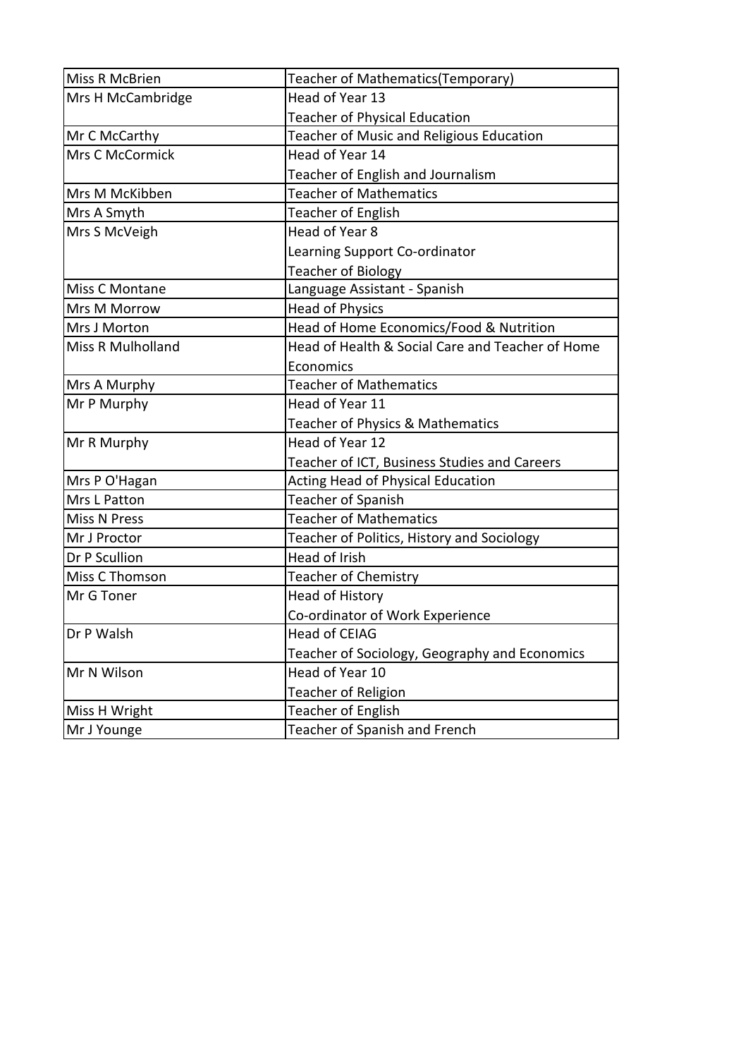| | |
|---|---|
| Miss R McBrien | Teacher of Mathematics(Temporary) |
| Mrs H McCambridge | Head of Year 13<br>Teacher of Physical Education |
| Mr C McCarthy | Teacher of Music and Religious Education |
| Mrs C McCormick | Head of Year 14<br>Teacher of English and Journalism |
| Mrs M McKibben | Teacher of Mathematics |
| Mrs A Smyth | Teacher of English |
| Mrs S McVeigh | Head of Year 8<br>Learning Support Co-ordinator<br>Teacher of Biology |
| Miss C Montane | Language Assistant - Spanish |
| Mrs M Morrow | Head of Physics |
| Mrs J Morton | Head of Home Economics/Food & Nutrition |
| Miss R Mulholland | Head of Health & Social Care and Teacher of Home Economics |
| Mrs A Murphy | Teacher of Mathematics |
| Mr P Murphy | Head of Year 11<br>Teacher of Physics & Mathematics |
| Mr R Murphy | Head of Year 12<br>Teacher of ICT, Business Studies and Careers |
| Mrs P O'Hagan | Acting Head of Physical Education |
| Mrs L Patton | Teacher of Spanish |
| Miss N Press | Teacher of Mathematics |
| Mr J Proctor | Teacher of Politics, History and Sociology |
| Dr P Scullion | Head of Irish |
| Miss C Thomson | Teacher of Chemistry |
| Mr G Toner | Head of History<br>Co-ordinator of Work Experience |
| Dr P Walsh | Head of CEIAG<br>Teacher of Sociology, Geography and Economics |
| Mr N Wilson | Head of Year 10<br>Teacher of Religion |
| Miss H Wright | Teacher of English |
| Mr J Younge | Teacher of Spanish and French |